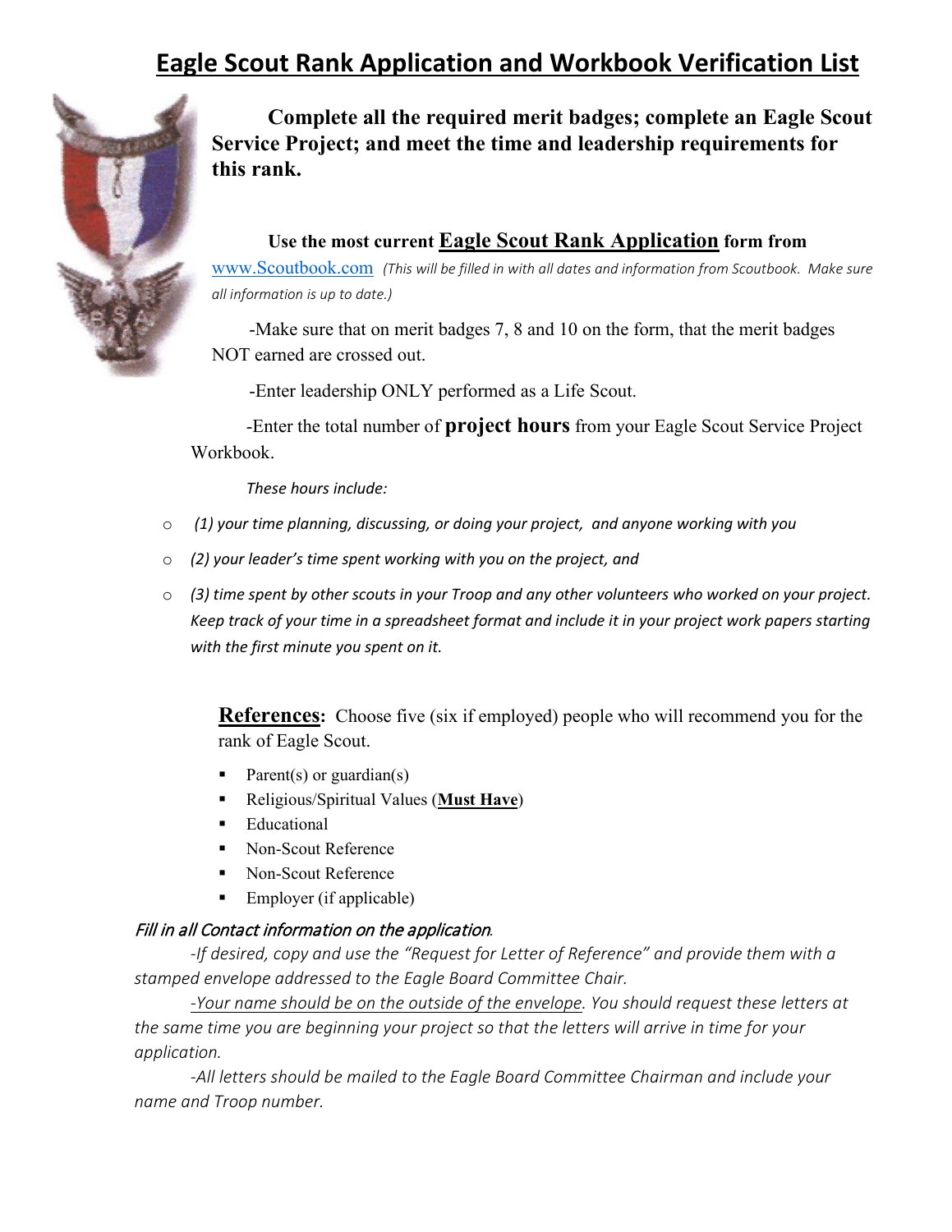# Eagle Scout Rank Application and Workbook Verification List

**Complete all the required merit badges; complete an Eagle Scout Service Project; and meet the time and leadership requirements for this rank.**

**Use the most current Eagle Scout Rank Application form from** www.Scoutbook.com *(This will be filled in with all dates and information from Scoutbook. Make sure all information is up to date.)*

-Make sure that on merit badges 7, 8 and 10 on the form, that the merit badges NOT earned are crossed out.

-Enter leadership ONLY performed as a Life Scout.

-Enter the total number of **project hours** from your Eagle Scout Service Project Workbook.

*These hours include:*

- *(1) your time planning, discussing, or doing your project, and anyone working with you*
- *(2) your leader's time spent working with you on the project, and*
- *(3) time spent by other scouts in your Troop and any other volunteers who worked on your project. Keep track of your time in a spreadsheet format and include it in your project work papers starting with the first minute you spent on it.*

**References:** Choose five (six if employed) people who will recommend you for the rank of Eagle Scout.

- Parent(s) or guardian(s)
- Religious/Spiritual Values (**Must Have**)
- Educational
- Non-Scout Reference
- Non-Scout Reference
- Employer (if applicable)

*Fill in all Contact information on the application.*

*-If desired, copy and use the "Request for Letter of Reference" and provide them with a stamped envelope addressed to the Eagle Board Committee Chair.*

*-Your name should be on the outside of the envelope. You should request these letters at the same time you are beginning your project so that the letters will arrive in time for your application.*

*-All letters should be mailed to the Eagle Board Committee Chairman and include your name and Troop number.*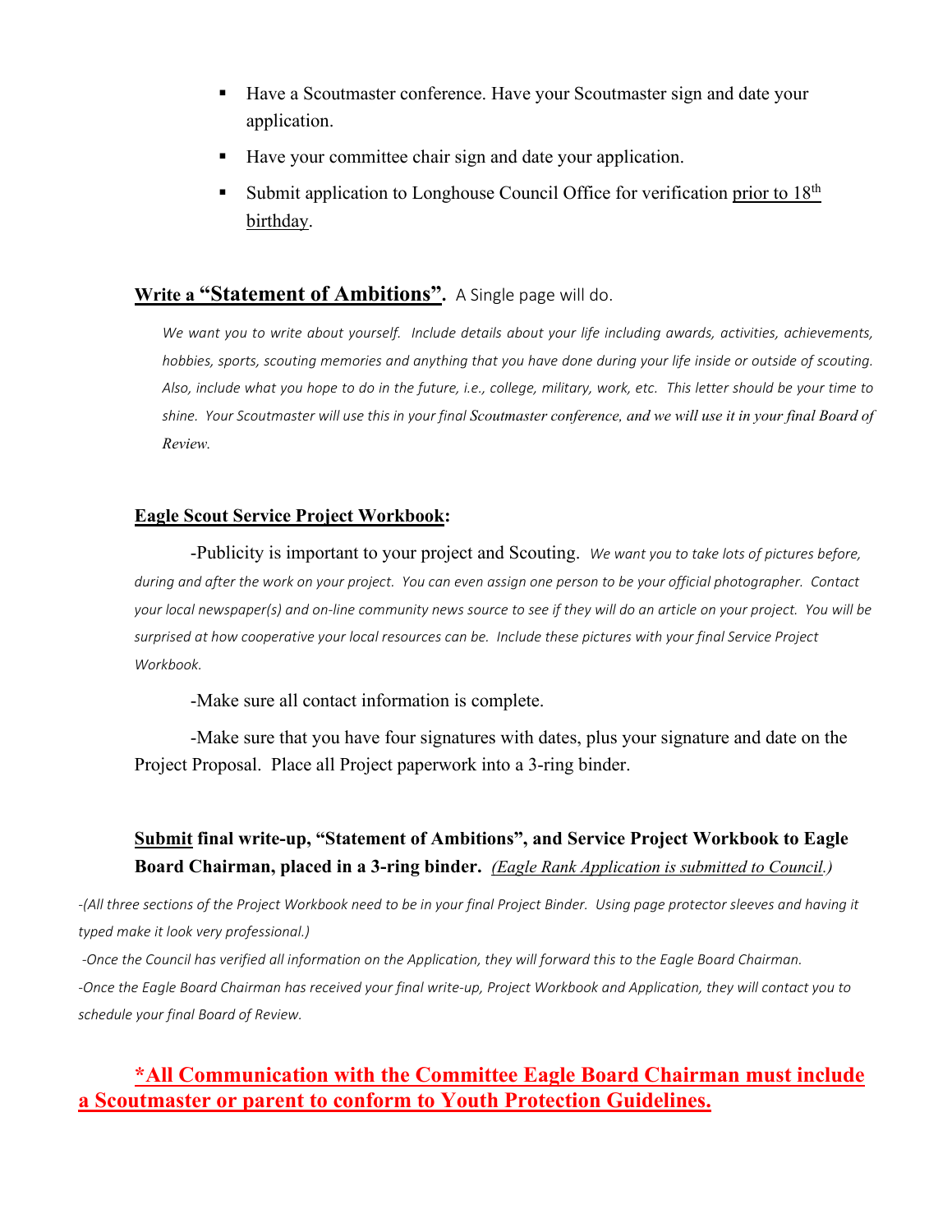- Have a Scoutmaster conference. Have your Scoutmaster sign and date your application.
- Have your committee chair sign and date your application.
- Submit application to Longhouse Council Office for verification prior to 18th birthday.

**Write a "Statement of Ambitions".** A Single page will do.

*We want you to write about yourself. Include details about your life including awards, activities, achievements, hobbies, sports, scouting memories and anything that you have done during your life inside or outside of scouting. Also, include what you hope to do in the future, i.e., college, military, work, etc. This letter should be your time to shine. Your Scoutmaster will use this in your final Scoutmaster conference, and we will use it in your final Board of Review.*

**Eagle Scout Service Project Workbook:**

-Publicity is important to your project and Scouting. *We want you to take lots of pictures before, during and after the work on your project. You can even assign one person to be your official photographer. Contact your local newspaper(s) and on-line community news source to see if they will do an article on your project. You will be surprised at how cooperative your local resources can be. Include these pictures with your final Service Project Workbook.*

-Make sure all contact information is complete.

-Make sure that you have four signatures with dates, plus your signature and date on the Project Proposal. Place all Project paperwork into a 3-ring binder.

**Submit final write-up, "Statement of Ambitions", and Service Project Workbook to Eagle Board Chairman, placed in a 3-ring binder.** *(Eagle Rank Application is submitted to Council.)*

*-(All three sections of the Project Workbook need to be in your final Project Binder. Using page protector sleeves and having it typed make it look very professional.)*

*-Once the Council has verified all information on the Application, they will forward this to the Eagle Board Chairman.*

*-Once the Eagle Board Chairman has received your final write-up, Project Workbook and Application, they will contact you to schedule your final Board of Review.*

**\*All Communication with the Committee Eagle Board Chairman must include a Scoutmaster or parent to conform to Youth Protection Guidelines.**